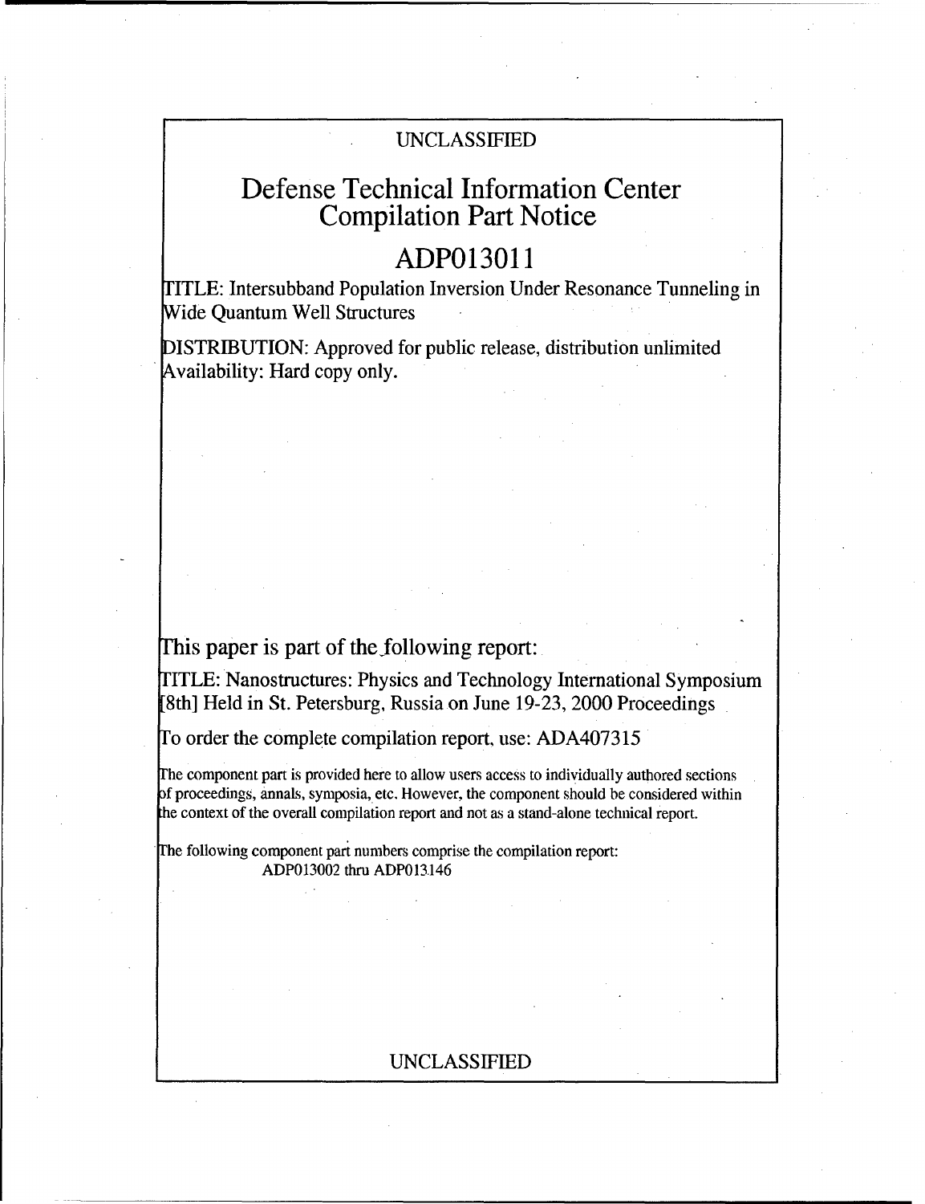UNCLASSIFIED

# Defense Technical Information Center Compilation Part Notice

## ADP013011

TITLE: Intersubband Population Inversion Under Resonance Tunneling in Wide Quantum Well Structures

DISTRIBUTION: Approved for public release, distribution unlimited
Availability: Hard copy only.

This paper is part of the following report:

TITLE: Nanostructures: Physics and Technology International Symposium [8th] Held in St. Petersburg, Russia on June 19-23, 2000 Proceedings

To order the complete compilation report, use: ADA407315

The component part is provided here to allow users access to individually authored sections of proceedings, annals, symposia, etc. However, the component should be considered within the context of the overall compilation report and not as a stand-alone technical report.

The following component part numbers comprise the compilation report:
ADP013002 thru ADP013146

UNCLASSIFIED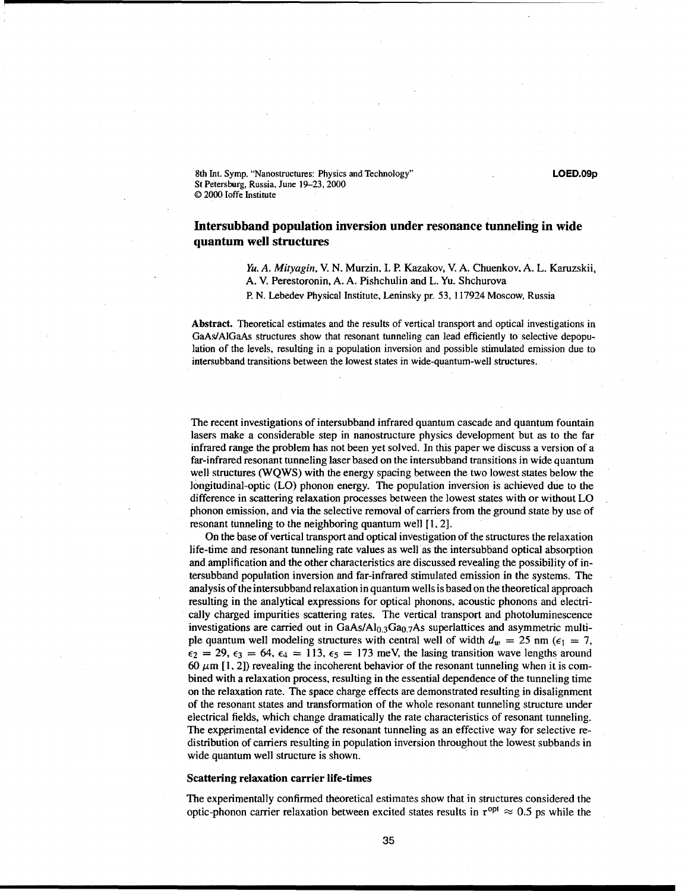8th Int. Symp. "Nanostructures: Physics and Technology"
St Petersburg, Russia, June 19–23, 2000
© 2000 Ioffe Institute

**LOED.09p**

# Intersubband population inversion under resonance tunneling in wide quantum well structures

*Yu. A. Mityagin*, V. N. Murzin, I. P. Kazakov, V. A. Chuenkov, A. L. Karuzskii, A. V. Perestoronin, A. A. Pishchulin and L. Yu. Shchurova

P. N. Lebedev Physical Institute, Leninsky pr. 53, 117924 Moscow, Russia

**Abstract.** Theoretical estimates and the results of vertical transport and optical investigations in GaAs/AlGaAs structures show that resonant tunneling can lead efficiently to selective depopulation of the levels, resulting in a population inversion and possible stimulated emission due to intersubband transitions between the lowest states in wide-quantum-well structures.

The recent investigations of intersubband infrared quantum cascade and quantum fountain lasers make a considerable step in nanostructure physics development but as to the far infrared range the problem has not been yet solved. In this paper we discuss a version of a far-infrared resonant tunneling laser based on the intersubband transitions in wide quantum well structures (WQWS) with the energy spacing between the two lowest states below the longitudinal-optic (LO) phonon energy. The population inversion is achieved due to the difference in scattering relaxation processes between the lowest states with or without LO phonon emission, and via the selective removal of carriers from the ground state by use of resonant tunneling to the neighboring quantum well [1, 2].

On the base of vertical transport and optical investigation of the structures the relaxation life-time and resonant tunneling rate values as well as the intersubband optical absorption and amplification and the other characteristics are discussed revealing the possibility of intersubband population inversion and far-infrared stimulated emission in the systems. The analysis of the intersubband relaxation in quantum wells is based on the theoretical approach resulting in the analytical expressions for optical phonons, acoustic phonons and electrically charged impurities scattering rates. The vertical transport and photoluminescence investigations are carried out in $GaAs/Al_{0.3}Ga_{0.7}As$ superlattices and asymmetric multiple quantum well modeling structures with central well of width $d_w = 25$ nm ($\epsilon_1 = 7$, $\epsilon_2 = 29$, $\epsilon_3 = 64$, $\epsilon_4 = 113$, $\epsilon_5 = 173$ meV, the lasing transition wave lengths around 60 $\mu$m [1, 2]) revealing the incoherent behavior of the resonant tunneling when it is combined with a relaxation process, resulting in the essential dependence of the tunneling time on the relaxation rate. The space charge effects are demonstrated resulting in disalignment of the resonant states and transformation of the whole resonant tunneling structure under electrical fields, which change dramatically the rate characteristics of resonant tunneling. The experimental evidence of the resonant tunneling as an effective way for selective redistribution of carriers resulting in population inversion throughout the lowest subbands in wide quantum well structure is shown.

### Scattering relaxation carrier life-times

The experimentally confirmed theoretical estimates show that in structures considered the optic-phonon carrier relaxation between excited states results in $\tau^{opt} \approx 0.5$ ps while the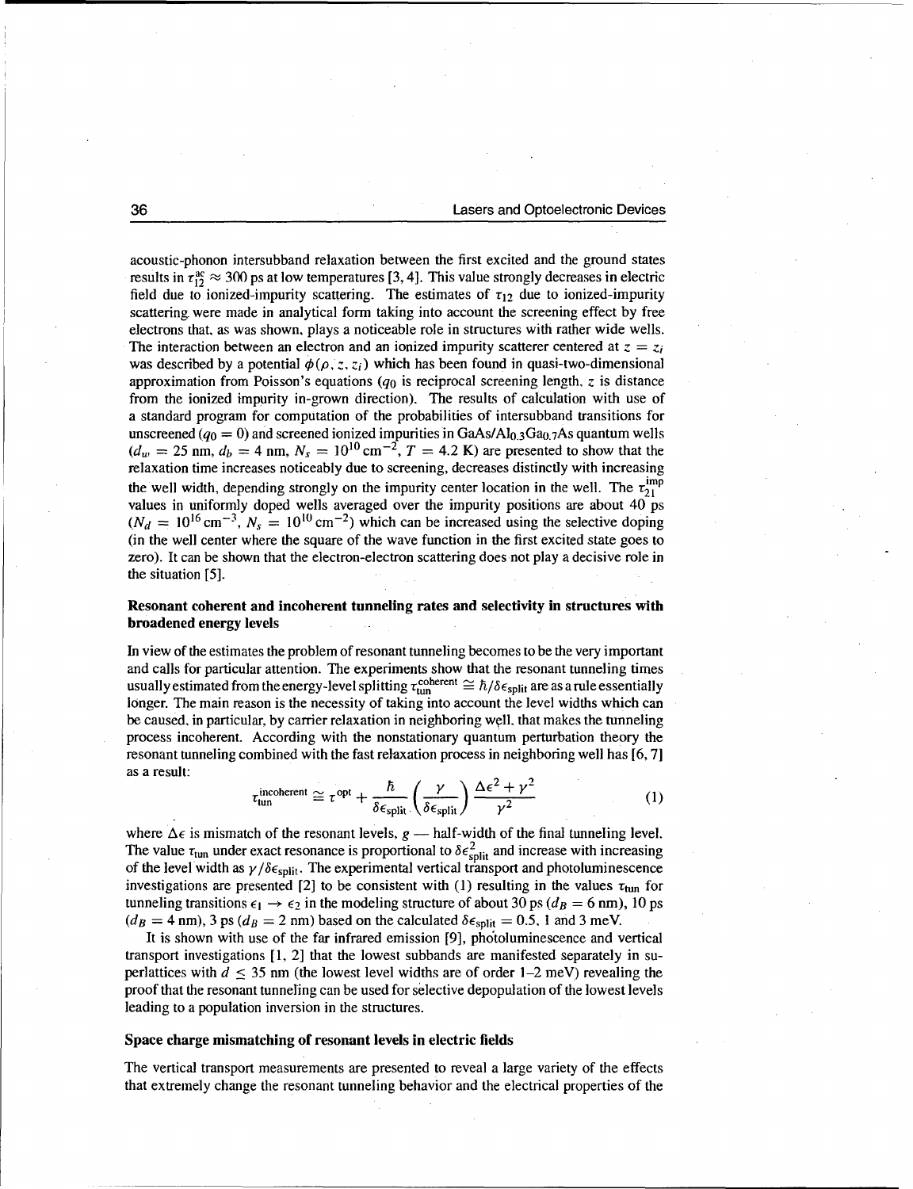acoustic-phonon intersubband relaxation between the first excited and the ground states results in $\tau_{12}^{ac} \approx 300$ ps at low temperatures [3, 4]. This value strongly decreases in electric field due to ionized-impurity scattering. The estimates of $\tau_{12}$ due to ionized-impurity scattering were made in analytical form taking into account the screening effect by free electrons that, as was shown, plays a noticeable role in structures with rather wide wells. The interaction between an electron and an ionized impurity scatterer centered at $z = z_i$ was described by a potential $\phi(\rho, z, z_i)$ which has been found in quasi-two-dimensional approximation from Poisson's equations ($q_0$ is reciprocal screening length, $z$ is distance from the ionized impurity in-grown direction). The results of calculation with use of a standard program for computation of the probabilities of intersubband transitions for unscreened ($q_0 = 0$) and screened ionized impurities in $GaAs/Al_{0.3}Ga_{0.7}As$ quantum wells ($d_w = 25$ nm, $d_b = 4$ nm, $N_s = 10^{10}\,\text{cm}^{-2}$, $T = 4.2$ K) are presented to show that the relaxation time increases noticeably due to screening, decreases distinctly with increasing the well width, depending strongly on the impurity center location in the well. The $\tau_{21}^{imp}$ values in uniformly doped wells averaged over the impurity positions are about 40 ps ($N_d = 10^{16}\,\text{cm}^{-3}$, $N_s = 10^{10}\,\text{cm}^{-2}$) which can be increased using the selective doping (in the well center where the square of the wave function in the first excited state goes to zero). It can be shown that the electron-electron scattering does not play a decisive role in the situation [5].

### Resonant coherent and incoherent tunneling rates and selectivity in structures with broadened energy levels

In view of the estimates the problem of resonant tunneling becomes to be the very important and calls for particular attention. The experiments show that the resonant tunneling times usually estimated from the energy-level splitting $\tau_{tun}^{coherent} \cong \hbar/\delta\epsilon_{split}$ are as a rule essentially longer. The main reason is the necessity of taking into account the level widths which can be caused, in particular, by carrier relaxation in neighboring well, that makes the tunneling process incoherent. According with the nonstationary quantum perturbation theory the resonant tunneling combined with the fast relaxation process in neighboring well has [6, 7] as a result:

$$\tau_{tun}^{incoherent} \cong \tau^{opt} + \frac{\hbar}{\delta\epsilon_{split}} \left(\frac{\gamma}{\delta\epsilon_{split}}\right) \frac{\Delta\epsilon^2 + \gamma^2}{\gamma^2} \tag{1}$$

where $\Delta\epsilon$ is mismatch of the resonant levels, $g$ — half-width of the final tunneling level. The value $\tau_{tun}$ under exact resonance is proportional to $\delta\epsilon_{split}^2$ and increase with increasing of the level width as $\gamma/\delta\epsilon_{split}$. The experimental vertical transport and photoluminescence investigations are presented [2] to be consistent with (1) resulting in the values $\tau_{tun}$ for tunneling transitions $\epsilon_1 \rightarrow \epsilon_2$ in the modeling structure of about 30 ps ($d_B = 6$ nm), 10 ps ($d_B = 4$ nm), 3 ps ($d_B = 2$ nm) based on the calculated $\delta\epsilon_{split} = 0.5$, 1 and 3 meV.

It is shown with use of the far infrared emission [9], photoluminescence and vertical transport investigations [1, 2] that the lowest subbands are manifested separately in superlattices with $d \leq 35$ nm (the lowest level widths are of order 1–2 meV) revealing the proof that the resonant tunneling can be used for selective depopulation of the lowest levels leading to a population inversion in the structures.

### Space charge mismatching of resonant levels in electric fields

The vertical transport measurements are presented to reveal a large variety of the effects that extremely change the resonant tunneling behavior and the electrical properties of the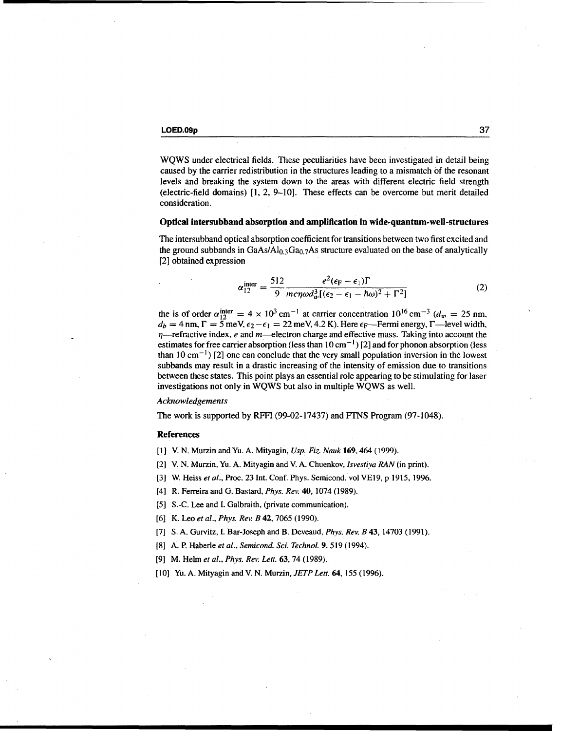WQWS under electrical fields. These peculiarities have been investigated in detail being caused by the carrier redistribution in the structures leading to a mismatch of the resonant levels and breaking the system down to the areas with different electric field strength (electric-field domains) [1, 2, 9–10]. These effects can be overcome but merit detailed consideration.

### Optical intersubband absorption and amplification in wide-quantum-well-structures

The intersubband optical absorption coefficient for transitions between two first excited and the ground subbands in $GaAs/Al_{0.3}Ga_{0.7}As$ structure evaluated on the base of analytically [2] obtained expression

$$\alpha_{12}^{\text{inter}} = \frac{512}{9} \frac{e^2(\epsilon_F - \epsilon_1)\Gamma}{mc\eta\omega d_w^3[(\epsilon_2 - \epsilon_1 - \hbar\omega)^2 + \Gamma^2]} \tag{2}$$

the is of order $\alpha_{12}^{\text{inter}} = 4 \times 10^3\,\text{cm}^{-1}$ at carrier concentration $10^{16}\,\text{cm}^{-3}$ ($d_w = 25$ nm, $d_b = 4$ nm, $\Gamma = 5$ meV, $\epsilon_2 - \epsilon_1 = 22$ meV, 4.2 K). Here $\epsilon_F$—Fermi energy, $\Gamma$—level width, $\eta$—refractive index, $e$ and $m$—electron charge and effective mass. Taking into account the estimates for free carrier absorption (less than $10\,\text{cm}^{-1}$) [2] and for phonon absorption (less than $10\,\text{cm}^{-1}$) [2] one can conclude that the very small population inversion in the lowest subbands may result in a drastic increasing of the intensity of emission due to transitions between these states. This point plays an essential role appearing to be stimulating for laser investigations not only in WQWS but also in multiple WQWS as well.

*Acknowledgements*

The work is supported by RFFI (99-02-17437) and FTNS Program (97-1048).

### References

[1] V. N. Murzin and Yu. A. Mityagin, *Usp. Fiz. Nauk* **169**, 464 (1999).

[2] V. N. Murzin, Yu. A. Mityagin and V. A. Chuenkov, *Isvestiya RAN* (in print).

[3] W. Heiss *et al.*, Proc. 23 Int. Conf. Phys. Semicond. vol VE19, p 1915, 1996.

[4] R. Ferreira and G. Bastard, *Phys. Rev.* **40**, 1074 (1989).

[5] S.-C. Lee and I. Galbraith, (private communication).

[6] K. Leo *et al.*, *Phys. Rev. B* **42**, 7065 (1990).

[7] S. A. Gurvitz, I. Bar-Joseph and B. Deveaud, *Phys. Rev. B* **43**, 14703 (1991).

[8] A. P. Haberle *et al.*, *Semicond. Sci. Technol.* **9**, 519 (1994).

[9] M. Helm *et al.*, *Phys. Rev. Lett.* **63**, 74 (1989).

[10] Yu. A. Mityagin and V. N. Murzin, *JETP Lett.* **64**, 155 (1996).